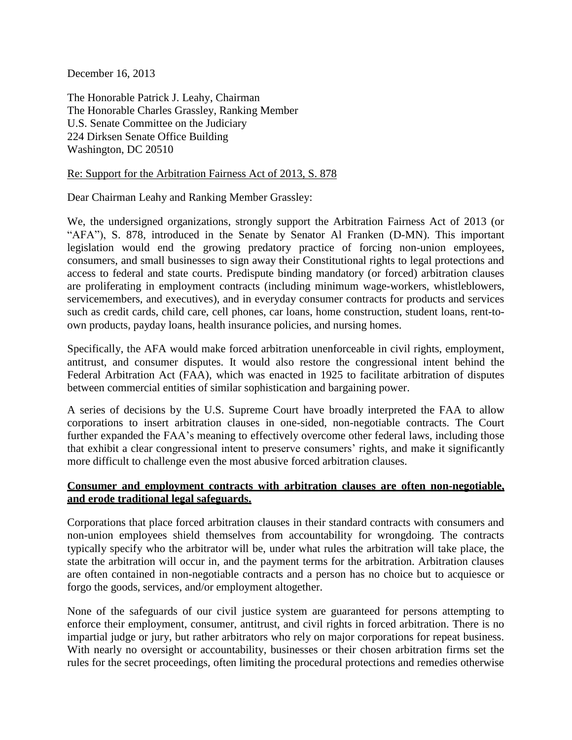December 16, 2013

The Honorable Patrick J. Leahy, Chairman
The Honorable Charles Grassley, Ranking Member
U.S. Senate Committee on the Judiciary
224 Dirksen Senate Office Building
Washington, DC 20510

<u>Re: Support for the Arbitration Fairness Act of 2013, S. 878</u>

Dear Chairman Leahy and Ranking Member Grassley:

We, the undersigned organizations, strongly support the Arbitration Fairness Act of 2013 (or "AFA"), S. 878, introduced in the Senate by Senator Al Franken (D-MN). This important legislation would end the growing predatory practice of forcing non-union employees, consumers, and small businesses to sign away their Constitutional rights to legal protections and access to federal and state courts. Predispute binding mandatory (or forced) arbitration clauses are proliferating in employment contracts (including minimum wage-workers, whistleblowers, servicemembers, and executives), and in everyday consumer contracts for products and services such as credit cards, child care, cell phones, car loans, home construction, student loans, rent-to-own products, payday loans, health insurance policies, and nursing homes.

Specifically, the AFA would make forced arbitration unenforceable in civil rights, employment, antitrust, and consumer disputes. It would also restore the congressional intent behind the Federal Arbitration Act (FAA), which was enacted in 1925 to facilitate arbitration of disputes between commercial entities of similar sophistication and bargaining power.

A series of decisions by the U.S. Supreme Court have broadly interpreted the FAA to allow corporations to insert arbitration clauses in one-sided, non-negotiable contracts. The Court further expanded the FAA's meaning to effectively overcome other federal laws, including those that exhibit a clear congressional intent to preserve consumers' rights, and make it significantly more difficult to challenge even the most abusive forced arbitration clauses.

**<u>Consumer and employment contracts with arbitration clauses are often non-negotiable, and erode traditional legal safeguards.</u>**

Corporations that place forced arbitration clauses in their standard contracts with consumers and non-union employees shield themselves from accountability for wrongdoing. The contracts typically specify who the arbitrator will be, under what rules the arbitration will take place, the state the arbitration will occur in, and the payment terms for the arbitration. Arbitration clauses are often contained in non-negotiable contracts and a person has no choice but to acquiesce or forgo the goods, services, and/or employment altogether.

None of the safeguards of our civil justice system are guaranteed for persons attempting to enforce their employment, consumer, antitrust, and civil rights in forced arbitration. There is no impartial judge or jury, but rather arbitrators who rely on major corporations for repeat business. With nearly no oversight or accountability, businesses or their chosen arbitration firms set the rules for the secret proceedings, often limiting the procedural protections and remedies otherwise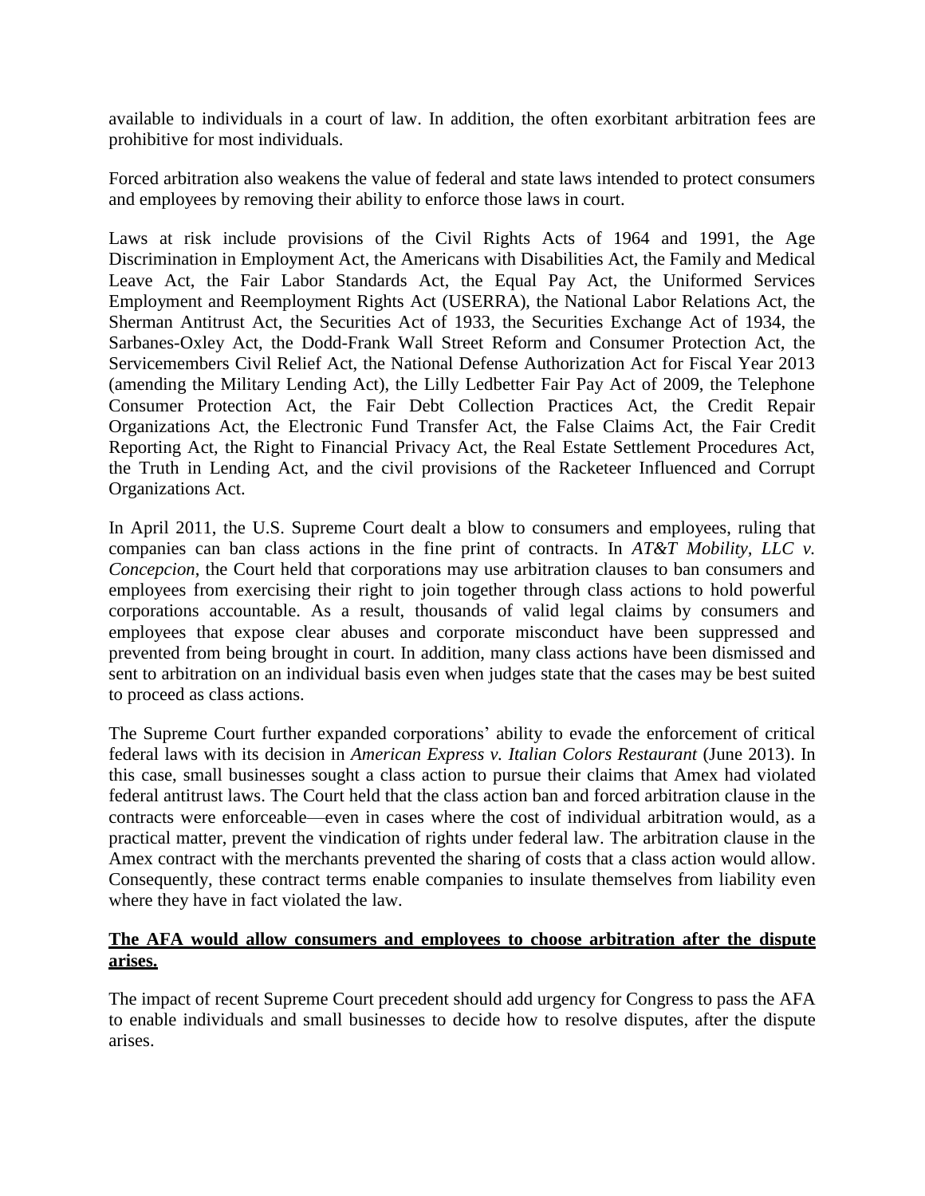available to individuals in a court of law. In addition, the often exorbitant arbitration fees are prohibitive for most individuals.

Forced arbitration also weakens the value of federal and state laws intended to protect consumers and employees by removing their ability to enforce those laws in court.

Laws at risk include provisions of the Civil Rights Acts of 1964 and 1991, the Age Discrimination in Employment Act, the Americans with Disabilities Act, the Family and Medical Leave Act, the Fair Labor Standards Act, the Equal Pay Act, the Uniformed Services Employment and Reemployment Rights Act (USERRA), the National Labor Relations Act, the Sherman Antitrust Act, the Securities Act of 1933, the Securities Exchange Act of 1934, the Sarbanes-Oxley Act, the Dodd-Frank Wall Street Reform and Consumer Protection Act, the Servicemembers Civil Relief Act, the National Defense Authorization Act for Fiscal Year 2013 (amending the Military Lending Act), the Lilly Ledbetter Fair Pay Act of 2009, the Telephone Consumer Protection Act, the Fair Debt Collection Practices Act, the Credit Repair Organizations Act, the Electronic Fund Transfer Act, the False Claims Act, the Fair Credit Reporting Act, the Right to Financial Privacy Act, the Real Estate Settlement Procedures Act, the Truth in Lending Act, and the civil provisions of the Racketeer Influenced and Corrupt Organizations Act.

In April 2011, the U.S. Supreme Court dealt a blow to consumers and employees, ruling that companies can ban class actions in the fine print of contracts. In *AT&T Mobility, LLC v. Concepcion*, the Court held that corporations may use arbitration clauses to ban consumers and employees from exercising their right to join together through class actions to hold powerful corporations accountable. As a result, thousands of valid legal claims by consumers and employees that expose clear abuses and corporate misconduct have been suppressed and prevented from being brought in court. In addition, many class actions have been dismissed and sent to arbitration on an individual basis even when judges state that the cases may be best suited to proceed as class actions.

The Supreme Court further expanded corporations' ability to evade the enforcement of critical federal laws with its decision in *American Express v. Italian Colors Restaurant* (June 2013). In this case, small businesses sought a class action to pursue their claims that Amex had violated federal antitrust laws. The Court held that the class action ban and forced arbitration clause in the contracts were enforceable—even in cases where the cost of individual arbitration would, as a practical matter, prevent the vindication of rights under federal law. The arbitration clause in the Amex contract with the merchants prevented the sharing of costs that a class action would allow. Consequently, these contract terms enable companies to insulate themselves from liability even where they have in fact violated the law.

**The AFA would allow consumers and employees to choose arbitration after the dispute arises.**

The impact of recent Supreme Court precedent should add urgency for Congress to pass the AFA to enable individuals and small businesses to decide how to resolve disputes, after the dispute arises.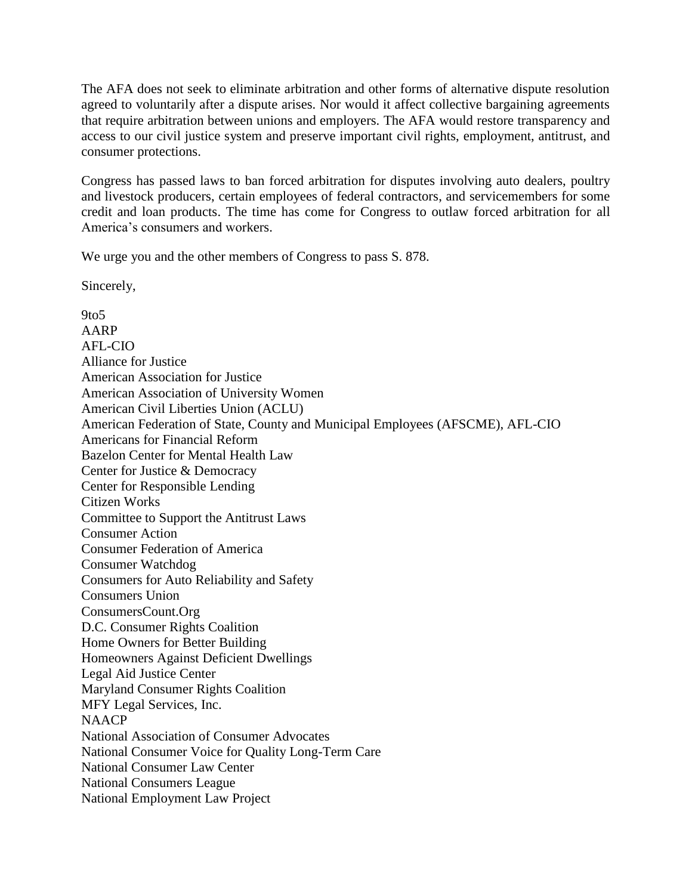The AFA does not seek to eliminate arbitration and other forms of alternative dispute resolution agreed to voluntarily after a dispute arises. Nor would it affect collective bargaining agreements that require arbitration between unions and employers. The AFA would restore transparency and access to our civil justice system and preserve important civil rights, employment, antitrust, and consumer protections.

Congress has passed laws to ban forced arbitration for disputes involving auto dealers, poultry and livestock producers, certain employees of federal contractors, and servicemembers for some credit and loan products. The time has come for Congress to outlaw forced arbitration for all America's consumers and workers.

We urge you and the other members of Congress to pass S. 878.

Sincerely,

9to5
AARP
AFL-CIO
Alliance for Justice
American Association for Justice
American Association of University Women
American Civil Liberties Union (ACLU)
American Federation of State, County and Municipal Employees (AFSCME), AFL-CIO
Americans for Financial Reform
Bazelon Center for Mental Health Law
Center for Justice & Democracy
Center for Responsible Lending
Citizen Works
Committee to Support the Antitrust Laws
Consumer Action
Consumer Federation of America
Consumer Watchdog
Consumers for Auto Reliability and Safety
Consumers Union
ConsumersCount.Org
D.C. Consumer Rights Coalition
Home Owners for Better Building
Homeowners Against Deficient Dwellings
Legal Aid Justice Center
Maryland Consumer Rights Coalition
MFY Legal Services, Inc.
NAACP
National Association of Consumer Advocates
National Consumer Voice for Quality Long-Term Care
National Consumer Law Center
National Consumers League
National Employment Law Project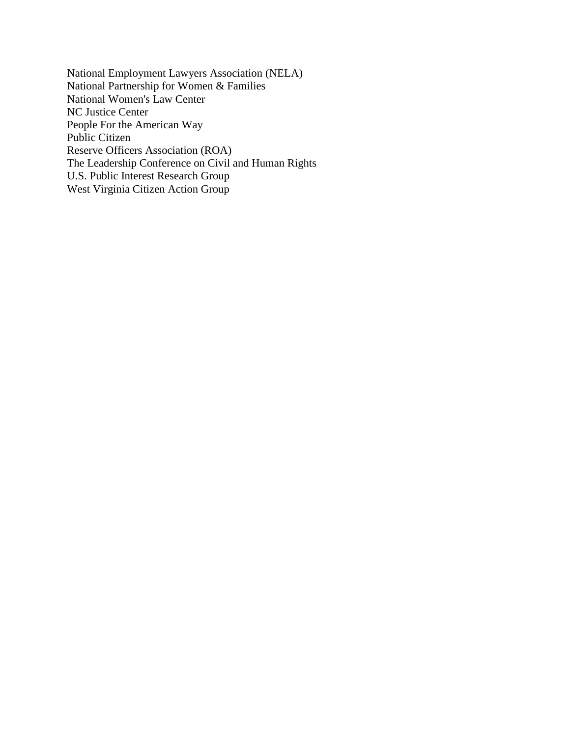National Employment Lawyers Association (NELA)
National Partnership for Women & Families
National Women's Law Center
NC Justice Center
People For the American Way
Public Citizen
Reserve Officers Association (ROA)
The Leadership Conference on Civil and Human Rights
U.S. Public Interest Research Group
West Virginia Citizen Action Group